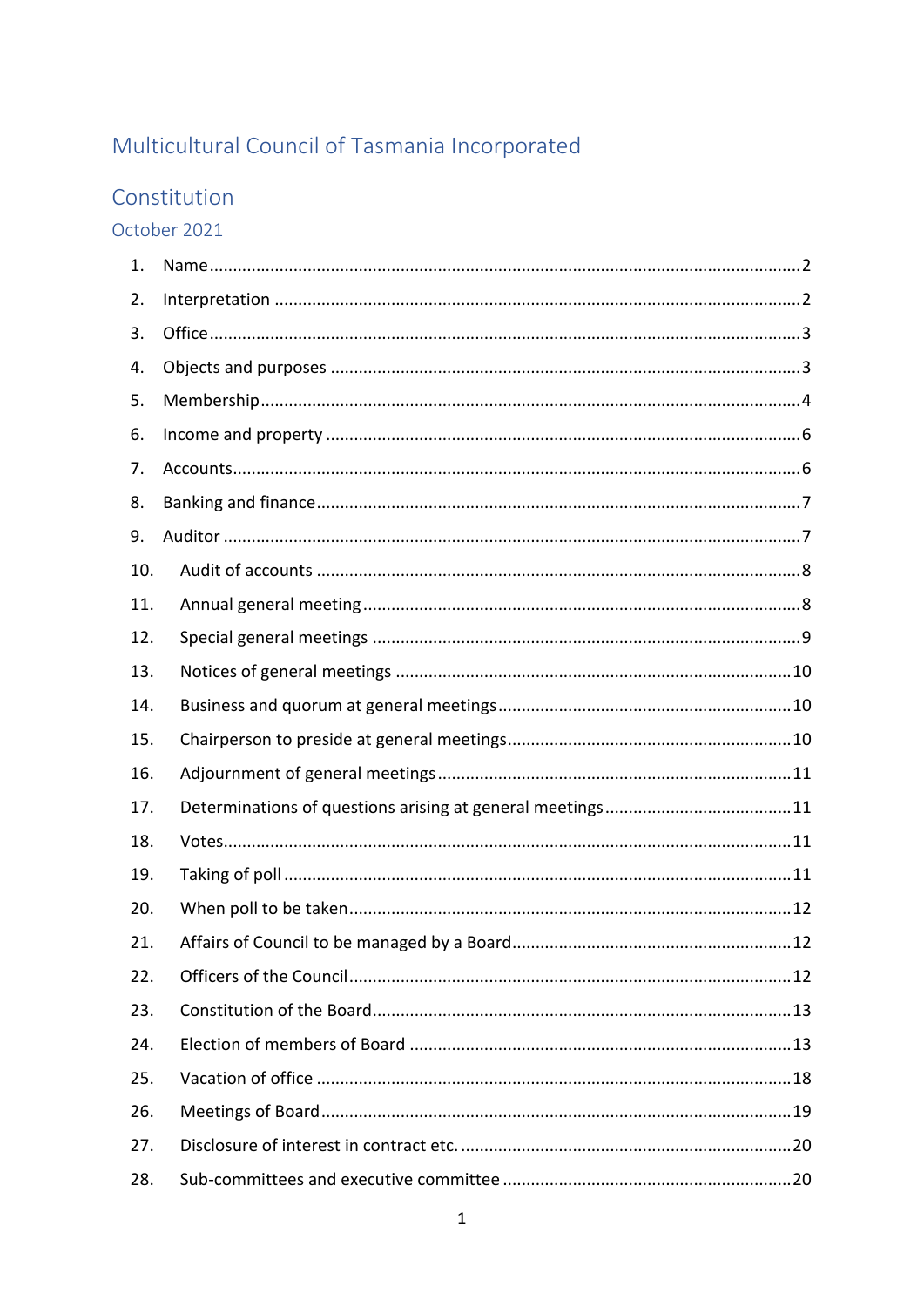# Multicultural Council of Tasmania Incorporated

## Constitution

### October 2021

1. Name ........................................................................................................ 2
2. Interpretation ............................................................................................. 2
3. Office ........................................................................................................ 3
4. Objects and purposes ................................................................................. 3
5. Membership ............................................................................................... 4
6. Income and property .................................................................................. 6
7. Accounts .................................................................................................... 6
8. Banking and finance ................................................................................... 7
9. Auditor ...................................................................................................... 7
10. Audit of accounts ..................................................................................... 8
11. Annual general meeting ........................................................................... 8
12. Special general meetings .......................................................................... 9
13. Notices of general meetings .................................................................... 10
14. Business and quorum at general meetings ............................................... 10
15. Chairperson to preside at general meetings ............................................. 10
16. Adjournment of general meetings ........................................................... 11
17. Determinations of questions arising at general meetings ......................... 11
18. Votes ...................................................................................................... 11
19. Taking of poll .......................................................................................... 11
20. When poll to be taken ............................................................................. 12
21. Affairs of Council to be managed by a Board ........................................... 12
22. Officers of the Council ............................................................................. 12
23. Constitution of the Board ........................................................................ 13
24. Election of members of Board ................................................................. 13
25. Vacation of office .................................................................................... 18
26. Meetings of Board ................................................................................... 19
27. Disclosure of interest in contract etc. ....................................................... 20
28. Sub-committees and executive committee .............................................. 20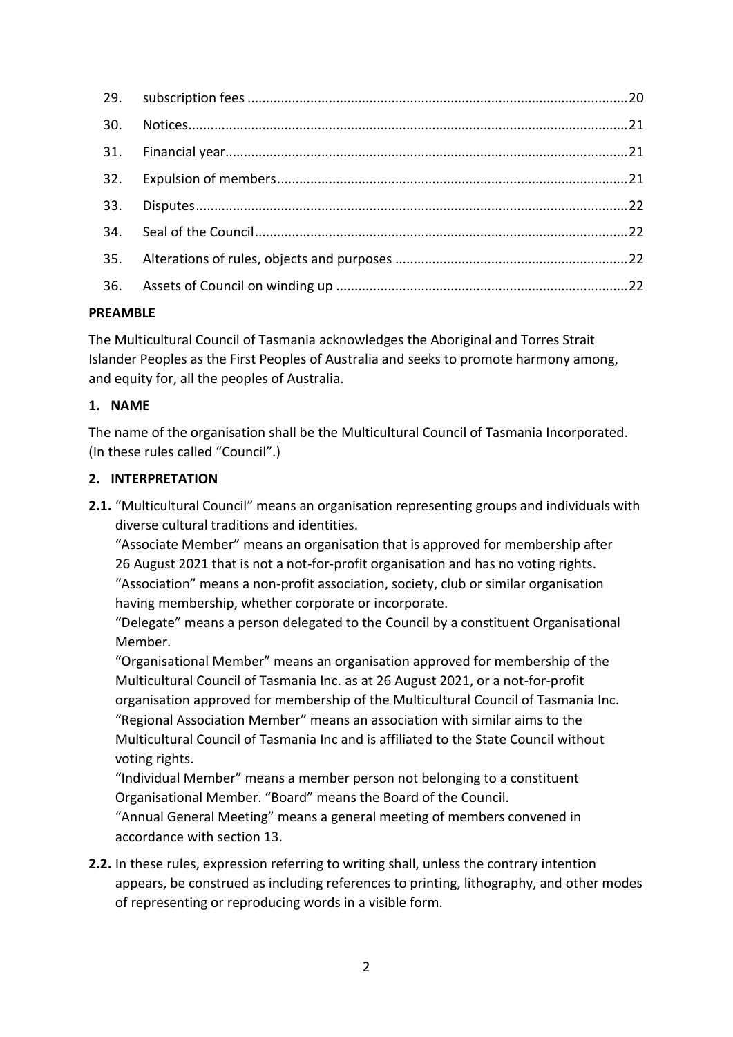| | | |
|---|---|---|
| 29. | subscription fees | 20 |
| 30. | Notices | 21 |
| 31. | Financial year | 21 |
| 32. | Expulsion of members | 21 |
| 33. | Disputes | 22 |
| 34. | Seal of the Council | 22 |
| 35. | Alterations of rules, objects and purposes | 22 |
| 36. | Assets of Council on winding up | 22 |

**PREAMBLE**

The Multicultural Council of Tasmania acknowledges the Aboriginal and Torres Strait Islander Peoples as the First Peoples of Australia and seeks to promote harmony among, and equity for, all the peoples of Australia.

**1. NAME**

The name of the organisation shall be the Multicultural Council of Tasmania Incorporated. (In these rules called "Council".)

**2. INTERPRETATION**

**2.1.** "Multicultural Council" means an organisation representing groups and individuals with diverse cultural traditions and identities.
"Associate Member" means an organisation that is approved for membership after 26 August 2021 that is not a not-for-profit organisation and has no voting rights.
"Association" means a non-profit association, society, club or similar organisation having membership, whether corporate or incorporate.
"Delegate" means a person delegated to the Council by a constituent Organisational Member.
"Organisational Member" means an organisation approved for membership of the Multicultural Council of Tasmania Inc. as at 26 August 2021, or a not-for-profit organisation approved for membership of the Multicultural Council of Tasmania Inc.
"Regional Association Member" means an association with similar aims to the Multicultural Council of Tasmania Inc and is affiliated to the State Council without voting rights.
"Individual Member" means a member person not belonging to a constituent Organisational Member. "Board" means the Board of the Council.
"Annual General Meeting" means a general meeting of members convened in accordance with section 13.

**2.2.** In these rules, expression referring to writing shall, unless the contrary intention appears, be construed as including references to printing, lithography, and other modes of representing or reproducing words in a visible form.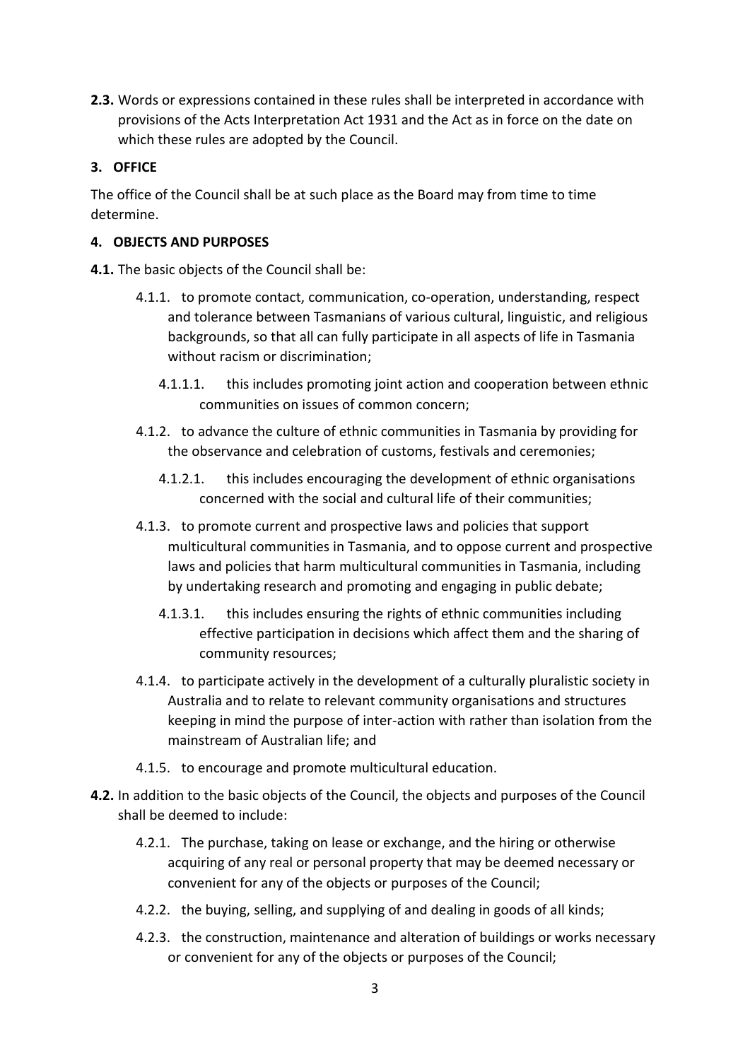**2.3.** Words or expressions contained in these rules shall be interpreted in accordance with provisions of the Acts Interpretation Act 1931 and the Act as in force on the date on which these rules are adopted by the Council.

## 3. OFFICE

The office of the Council shall be at such place as the Board may from time to time determine.

## 4. OBJECTS AND PURPOSES

**4.1.** The basic objects of the Council shall be:

- 4.1.1. to promote contact, communication, co-operation, understanding, respect and tolerance between Tasmanians of various cultural, linguistic, and religious backgrounds, so that all can fully participate in all aspects of life in Tasmania without racism or discrimination;
  - 4.1.1.1. this includes promoting joint action and cooperation between ethnic communities on issues of common concern;
- 4.1.2. to advance the culture of ethnic communities in Tasmania by providing for the observance and celebration of customs, festivals and ceremonies;
  - 4.1.2.1. this includes encouraging the development of ethnic organisations concerned with the social and cultural life of their communities;
- 4.1.3. to promote current and prospective laws and policies that support multicultural communities in Tasmania, and to oppose current and prospective laws and policies that harm multicultural communities in Tasmania, including by undertaking research and promoting and engaging in public debate;
  - 4.1.3.1. this includes ensuring the rights of ethnic communities including effective participation in decisions which affect them and the sharing of community resources;
- 4.1.4. to participate actively in the development of a culturally pluralistic society in Australia and to relate to relevant community organisations and structures keeping in mind the purpose of inter-action with rather than isolation from the mainstream of Australian life; and
- 4.1.5. to encourage and promote multicultural education.

**4.2.** In addition to the basic objects of the Council, the objects and purposes of the Council shall be deemed to include:

- 4.2.1. The purchase, taking on lease or exchange, and the hiring or otherwise acquiring of any real or personal property that may be deemed necessary or convenient for any of the objects or purposes of the Council;
- 4.2.2. the buying, selling, and supplying of and dealing in goods of all kinds;
- 4.2.3. the construction, maintenance and alteration of buildings or works necessary or convenient for any of the objects or purposes of the Council;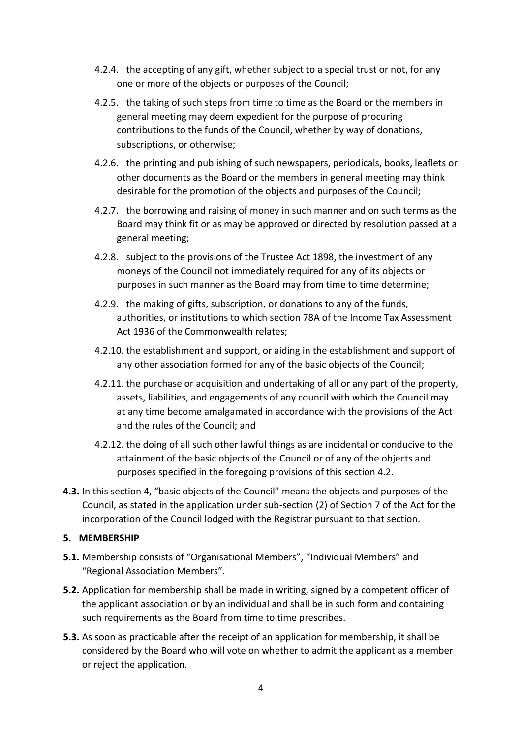4.2.4. the accepting of any gift, whether subject to a special trust or not, for any one or more of the objects or purposes of the Council;

4.2.5. the taking of such steps from time to time as the Board or the members in general meeting may deem expedient for the purpose of procuring contributions to the funds of the Council, whether by way of donations, subscriptions, or otherwise;

4.2.6. the printing and publishing of such newspapers, periodicals, books, leaflets or other documents as the Board or the members in general meeting may think desirable for the promotion of the objects and purposes of the Council;

4.2.7. the borrowing and raising of money in such manner and on such terms as the Board may think fit or as may be approved or directed by resolution passed at a general meeting;

4.2.8. subject to the provisions of the Trustee Act 1898, the investment of any moneys of the Council not immediately required for any of its objects or purposes in such manner as the Board may from time to time determine;

4.2.9. the making of gifts, subscription, or donations to any of the funds, authorities, or institutions to which section 78A of the Income Tax Assessment Act 1936 of the Commonwealth relates;

4.2.10. the establishment and support, or aiding in the establishment and support of any other association formed for any of the basic objects of the Council;

4.2.11. the purchase or acquisition and undertaking of all or any part of the property, assets, liabilities, and engagements of any council with which the Council may at any time become amalgamated in accordance with the provisions of the Act and the rules of the Council; and

4.2.12. the doing of all such other lawful things as are incidental or conducive to the attainment of the basic objects of the Council or of any of the objects and purposes specified in the foregoing provisions of this section 4.2.

**4.3.** In this section 4, "basic objects of the Council" means the objects and purposes of the Council, as stated in the application under sub-section (2) of Section 7 of the Act for the incorporation of the Council lodged with the Registrar pursuant to that section.

**5. MEMBERSHIP**

**5.1.** Membership consists of "Organisational Members", "Individual Members" and "Regional Association Members".

**5.2.** Application for membership shall be made in writing, signed by a competent officer of the applicant association or by an individual and shall be in such form and containing such requirements as the Board from time to time prescribes.

**5.3.** As soon as practicable after the receipt of an application for membership, it shall be considered by the Board who will vote on whether to admit the applicant as a member or reject the application.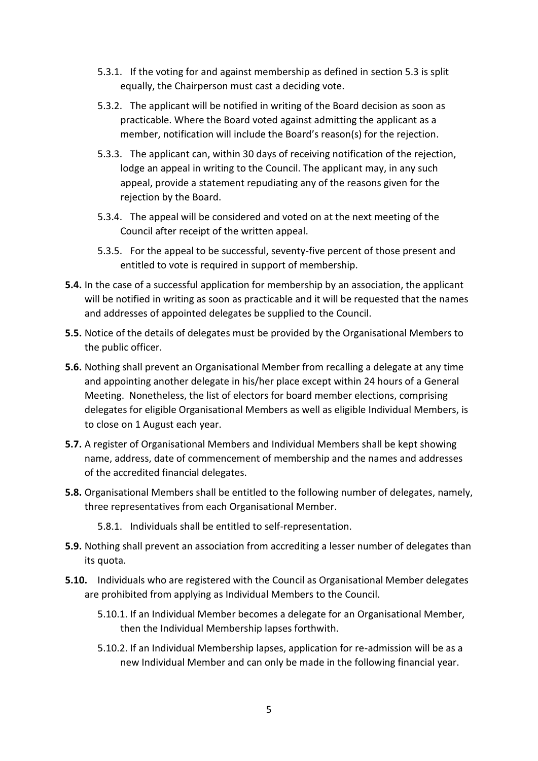- 5.3.1. If the voting for and against membership as defined in section 5.3 is split equally, the Chairperson must cast a deciding vote.
- 5.3.2. The applicant will be notified in writing of the Board decision as soon as practicable. Where the Board voted against admitting the applicant as a member, notification will include the Board's reason(s) for the rejection.
- 5.3.3. The applicant can, within 30 days of receiving notification of the rejection, lodge an appeal in writing to the Council. The applicant may, in any such appeal, provide a statement repudiating any of the reasons given for the rejection by the Board.
- 5.3.4. The appeal will be considered and voted on at the next meeting of the Council after receipt of the written appeal.
- 5.3.5. For the appeal to be successful, seventy-five percent of those present and entitled to vote is required in support of membership.

**5.4.** In the case of a successful application for membership by an association, the applicant will be notified in writing as soon as practicable and it will be requested that the names and addresses of appointed delegates be supplied to the Council.

**5.5.** Notice of the details of delegates must be provided by the Organisational Members to the public officer.

**5.6.** Nothing shall prevent an Organisational Member from recalling a delegate at any time and appointing another delegate in his/her place except within 24 hours of a General Meeting. Nonetheless, the list of electors for board member elections, comprising delegates for eligible Organisational Members as well as eligible Individual Members, is to close on 1 August each year.

**5.7.** A register of Organisational Members and Individual Members shall be kept showing name, address, date of commencement of membership and the names and addresses of the accredited financial delegates.

**5.8.** Organisational Members shall be entitled to the following number of delegates, namely, three representatives from each Organisational Member.

- 5.8.1. Individuals shall be entitled to self-representation.

**5.9.** Nothing shall prevent an association from accrediting a lesser number of delegates than its quota.

**5.10.** Individuals who are registered with the Council as Organisational Member delegates are prohibited from applying as Individual Members to the Council.

- 5.10.1. If an Individual Member becomes a delegate for an Organisational Member, then the Individual Membership lapses forthwith.
- 5.10.2. If an Individual Membership lapses, application for re-admission will be as a new Individual Member and can only be made in the following financial year.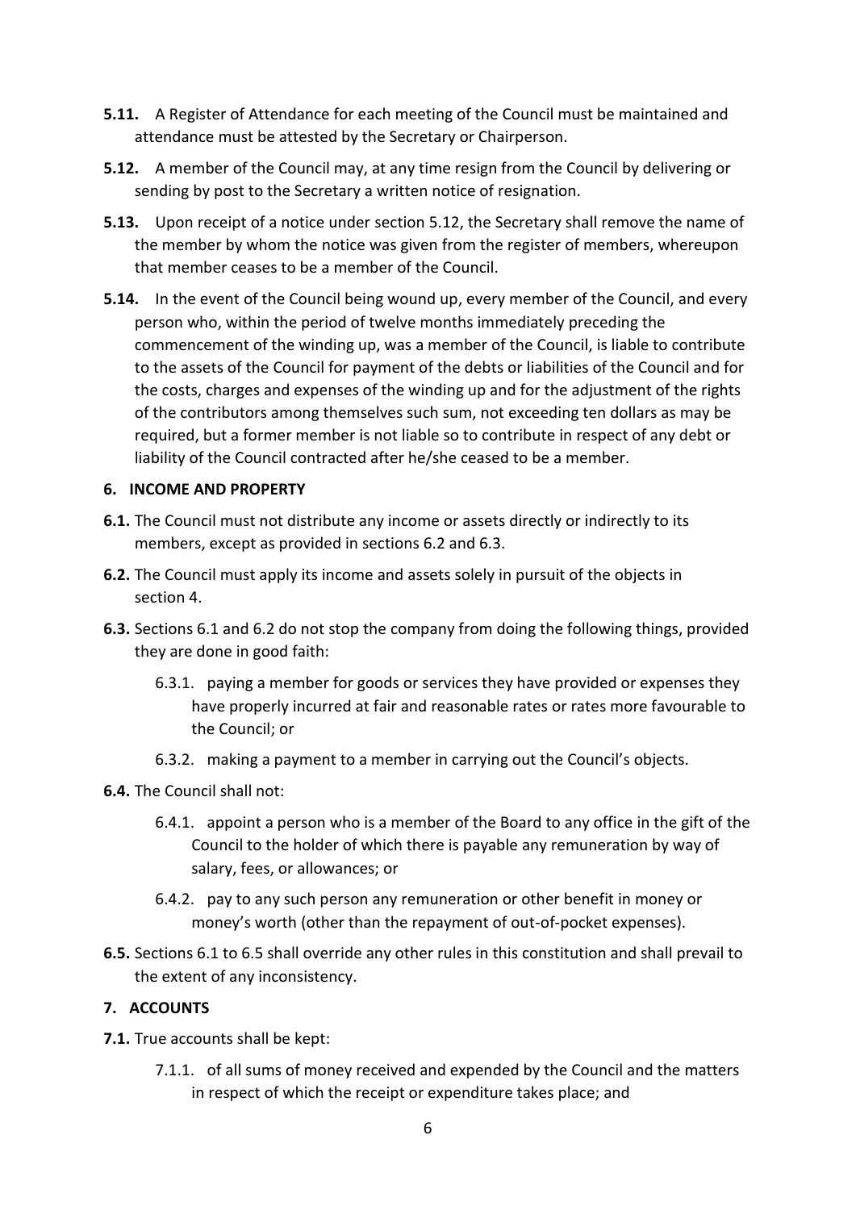**5.11.** A Register of Attendance for each meeting of the Council must be maintained and attendance must be attested by the Secretary or Chairperson.

**5.12.** A member of the Council may, at any time resign from the Council by delivering or sending by post to the Secretary a written notice of resignation.

**5.13.** Upon receipt of a notice under section 5.12, the Secretary shall remove the name of the member by whom the notice was given from the register of members, whereupon that member ceases to be a member of the Council.

**5.14.** In the event of the Council being wound up, every member of the Council, and every person who, within the period of twelve months immediately preceding the commencement of the winding up, was a member of the Council, is liable to contribute to the assets of the Council for payment of the debts or liabilities of the Council and for the costs, charges and expenses of the winding up and for the adjustment of the rights of the contributors among themselves such sum, not exceeding ten dollars as may be required, but a former member is not liable so to contribute in respect of any debt or liability of the Council contracted after he/she ceased to be a member.

## 6. INCOME AND PROPERTY

**6.1.** The Council must not distribute any income or assets directly or indirectly to its members, except as provided in sections 6.2 and 6.3.

**6.2.** The Council must apply its income and assets solely in pursuit of the objects in section 4.

**6.3.** Sections 6.1 and 6.2 do not stop the company from doing the following things, provided they are done in good faith:

- 6.3.1. paying a member for goods or services they have provided or expenses they have properly incurred at fair and reasonable rates or rates more favourable to the Council; or
- 6.3.2. making a payment to a member in carrying out the Council's objects.

**6.4.** The Council shall not:

- 6.4.1. appoint a person who is a member of the Board to any office in the gift of the Council to the holder of which there is payable any remuneration by way of salary, fees, or allowances; or
- 6.4.2. pay to any such person any remuneration or other benefit in money or money's worth (other than the repayment of out-of-pocket expenses).

**6.5.** Sections 6.1 to 6.5 shall override any other rules in this constitution and shall prevail to the extent of any inconsistency.

## 7. ACCOUNTS

**7.1.** True accounts shall be kept:

- 7.1.1. of all sums of money received and expended by the Council and the matters in respect of which the receipt or expenditure takes place; and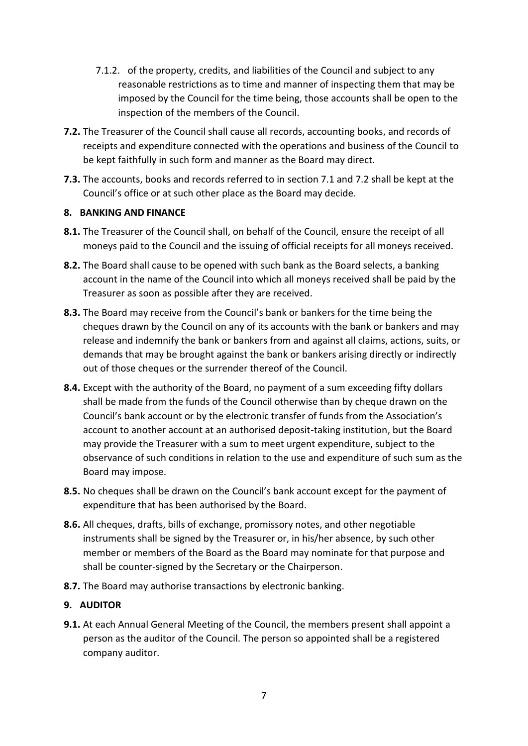7.1.2. of the property, credits, and liabilities of the Council and subject to any reasonable restrictions as to time and manner of inspecting them that may be imposed by the Council for the time being, those accounts shall be open to the inspection of the members of the Council.

**7.2.** The Treasurer of the Council shall cause all records, accounting books, and records of receipts and expenditure connected with the operations and business of the Council to be kept faithfully in such form and manner as the Board may direct.

**7.3.** The accounts, books and records referred to in section 7.1 and 7.2 shall be kept at the Council's office or at such other place as the Board may decide.

## 8. BANKING AND FINANCE

**8.1.** The Treasurer of the Council shall, on behalf of the Council, ensure the receipt of all moneys paid to the Council and the issuing of official receipts for all moneys received.

**8.2.** The Board shall cause to be opened with such bank as the Board selects, a banking account in the name of the Council into which all moneys received shall be paid by the Treasurer as soon as possible after they are received.

**8.3.** The Board may receive from the Council's bank or bankers for the time being the cheques drawn by the Council on any of its accounts with the bank or bankers and may release and indemnify the bank or bankers from and against all claims, actions, suits, or demands that may be brought against the bank or bankers arising directly or indirectly out of those cheques or the surrender thereof of the Council.

**8.4.** Except with the authority of the Board, no payment of a sum exceeding fifty dollars shall be made from the funds of the Council otherwise than by cheque drawn on the Council's bank account or by the electronic transfer of funds from the Association's account to another account at an authorised deposit-taking institution, but the Board may provide the Treasurer with a sum to meet urgent expenditure, subject to the observance of such conditions in relation to the use and expenditure of such sum as the Board may impose.

**8.5.** No cheques shall be drawn on the Council's bank account except for the payment of expenditure that has been authorised by the Board.

**8.6.** All cheques, drafts, bills of exchange, promissory notes, and other negotiable instruments shall be signed by the Treasurer or, in his/her absence, by such other member or members of the Board as the Board may nominate for that purpose and shall be counter-signed by the Secretary or the Chairperson.

**8.7.** The Board may authorise transactions by electronic banking.

## 9. AUDITOR

**9.1.** At each Annual General Meeting of the Council, the members present shall appoint a person as the auditor of the Council. The person so appointed shall be a registered company auditor.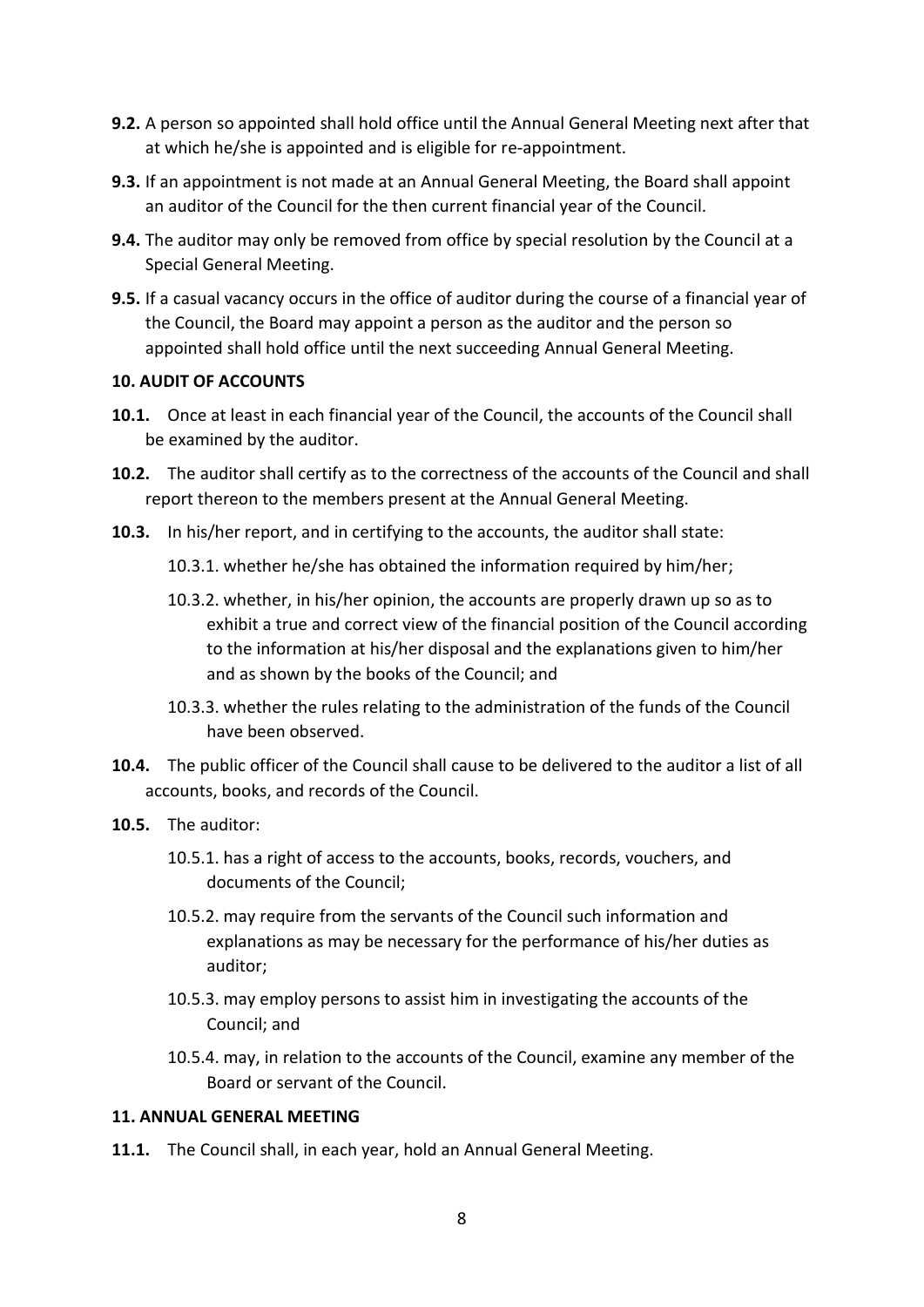**9.2.** A person so appointed shall hold office until the Annual General Meeting next after that at which he/she is appointed and is eligible for re-appointment.

**9.3.** If an appointment is not made at an Annual General Meeting, the Board shall appoint an auditor of the Council for the then current financial year of the Council.

**9.4.** The auditor may only be removed from office by special resolution by the Council at a Special General Meeting.

**9.5.** If a casual vacancy occurs in the office of auditor during the course of a financial year of the Council, the Board may appoint a person as the auditor and the person so appointed shall hold office until the next succeeding Annual General Meeting.

**10. AUDIT OF ACCOUNTS**

**10.1.** Once at least in each financial year of the Council, the accounts of the Council shall be examined by the auditor.

**10.2.** The auditor shall certify as to the correctness of the accounts of the Council and shall report thereon to the members present at the Annual General Meeting.

**10.3.** In his/her report, and in certifying to the accounts, the auditor shall state:

- 10.3.1. whether he/she has obtained the information required by him/her;
- 10.3.2. whether, in his/her opinion, the accounts are properly drawn up so as to exhibit a true and correct view of the financial position of the Council according to the information at his/her disposal and the explanations given to him/her and as shown by the books of the Council; and
- 10.3.3. whether the rules relating to the administration of the funds of the Council have been observed.

**10.4.** The public officer of the Council shall cause to be delivered to the auditor a list of all accounts, books, and records of the Council.

**10.5.** The auditor:

- 10.5.1. has a right of access to the accounts, books, records, vouchers, and documents of the Council;
- 10.5.2. may require from the servants of the Council such information and explanations as may be necessary for the performance of his/her duties as auditor;
- 10.5.3. may employ persons to assist him in investigating the accounts of the Council; and
- 10.5.4. may, in relation to the accounts of the Council, examine any member of the Board or servant of the Council.

**11. ANNUAL GENERAL MEETING**

**11.1.** The Council shall, in each year, hold an Annual General Meeting.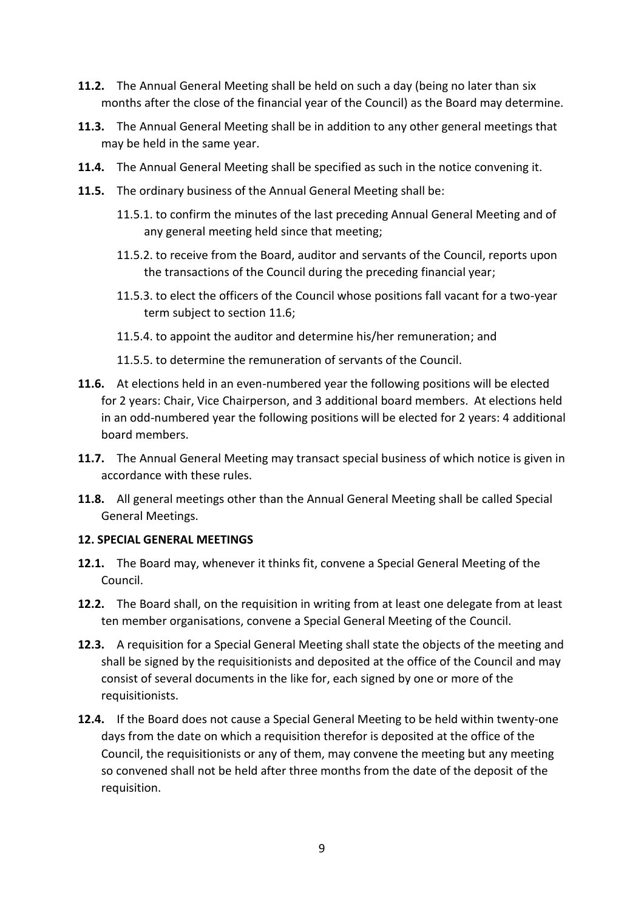**11.2.** The Annual General Meeting shall be held on such a day (being no later than six months after the close of the financial year of the Council) as the Board may determine.

**11.3.** The Annual General Meeting shall be in addition to any other general meetings that may be held in the same year.

**11.4.** The Annual General Meeting shall be specified as such in the notice convening it.

**11.5.** The ordinary business of the Annual General Meeting shall be:

11.5.1. to confirm the minutes of the last preceding Annual General Meeting and of any general meeting held since that meeting;

11.5.2. to receive from the Board, auditor and servants of the Council, reports upon the transactions of the Council during the preceding financial year;

11.5.3. to elect the officers of the Council whose positions fall vacant for a two-year term subject to section 11.6;

11.5.4. to appoint the auditor and determine his/her remuneration; and

11.5.5. to determine the remuneration of servants of the Council.

**11.6.** At elections held in an even-numbered year the following positions will be elected for 2 years: Chair, Vice Chairperson, and 3 additional board members. At elections held in an odd-numbered year the following positions will be elected for 2 years: 4 additional board members.

**11.7.** The Annual General Meeting may transact special business of which notice is given in accordance with these rules.

**11.8.** All general meetings other than the Annual General Meeting shall be called Special General Meetings.

**12. SPECIAL GENERAL MEETINGS**

**12.1.** The Board may, whenever it thinks fit, convene a Special General Meeting of the Council.

**12.2.** The Board shall, on the requisition in writing from at least one delegate from at least ten member organisations, convene a Special General Meeting of the Council.

**12.3.** A requisition for a Special General Meeting shall state the objects of the meeting and shall be signed by the requisitionists and deposited at the office of the Council and may consist of several documents in the like for, each signed by one or more of the requisitionists.

**12.4.** If the Board does not cause a Special General Meeting to be held within twenty-one days from the date on which a requisition therefor is deposited at the office of the Council, the requisitionists or any of them, may convene the meeting but any meeting so convened shall not be held after three months from the date of the deposit of the requisition.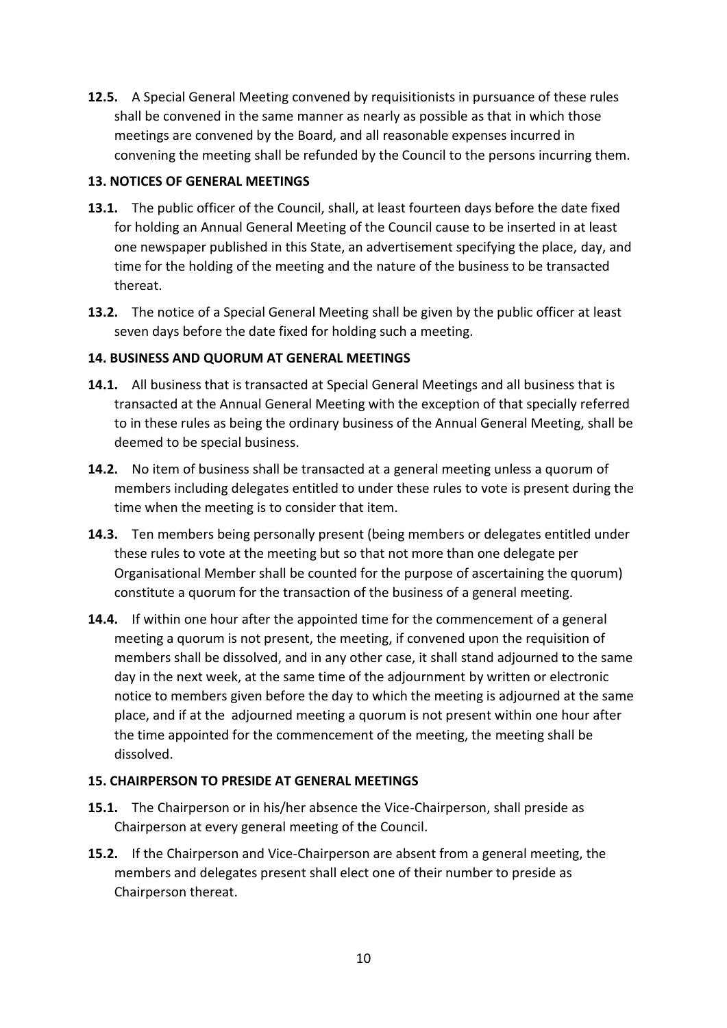**12.5.** A Special General Meeting convened by requisitionists in pursuance of these rules shall be convened in the same manner as nearly as possible as that in which those meetings are convened by the Board, and all reasonable expenses incurred in convening the meeting shall be refunded by the Council to the persons incurring them.

### 13. NOTICES OF GENERAL MEETINGS

**13.1.** The public officer of the Council, shall, at least fourteen days before the date fixed for holding an Annual General Meeting of the Council cause to be inserted in at least one newspaper published in this State, an advertisement specifying the place, day, and time for the holding of the meeting and the nature of the business to be transacted thereat.

**13.2.** The notice of a Special General Meeting shall be given by the public officer at least seven days before the date fixed for holding such a meeting.

### 14. BUSINESS AND QUORUM AT GENERAL MEETINGS

**14.1.** All business that is transacted at Special General Meetings and all business that is transacted at the Annual General Meeting with the exception of that specially referred to in these rules as being the ordinary business of the Annual General Meeting, shall be deemed to be special business.

**14.2.** No item of business shall be transacted at a general meeting unless a quorum of members including delegates entitled to under these rules to vote is present during the time when the meeting is to consider that item.

**14.3.** Ten members being personally present (being members or delegates entitled under these rules to vote at the meeting but so that not more than one delegate per Organisational Member shall be counted for the purpose of ascertaining the quorum) constitute a quorum for the transaction of the business of a general meeting.

**14.4.** If within one hour after the appointed time for the commencement of a general meeting a quorum is not present, the meeting, if convened upon the requisition of members shall be dissolved, and in any other case, it shall stand adjourned to the same day in the next week, at the same time of the adjournment by written or electronic notice to members given before the day to which the meeting is adjourned at the same place, and if at the adjourned meeting a quorum is not present within one hour after the time appointed for the commencement of the meeting, the meeting shall be dissolved.

### 15. CHAIRPERSON TO PRESIDE AT GENERAL MEETINGS

**15.1.** The Chairperson or in his/her absence the Vice-Chairperson, shall preside as Chairperson at every general meeting of the Council.

**15.2.** If the Chairperson and Vice-Chairperson are absent from a general meeting, the members and delegates present shall elect one of their number to preside as Chairperson thereat.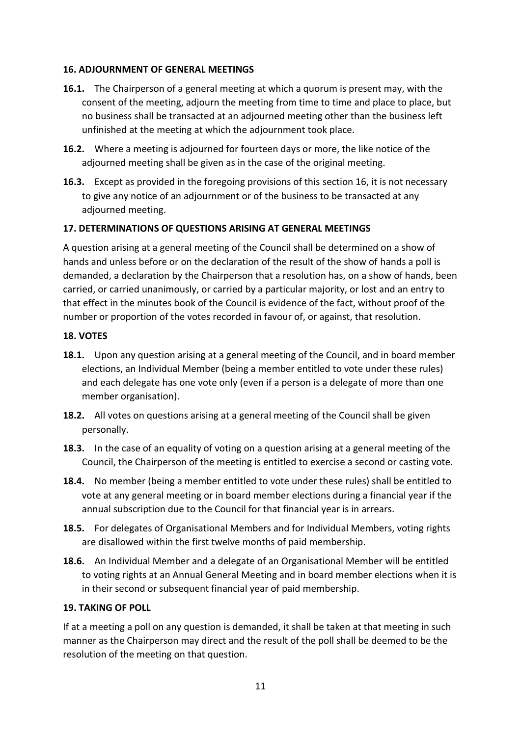**16. ADJOURNMENT OF GENERAL MEETINGS**

**16.1.** The Chairperson of a general meeting at which a quorum is present may, with the consent of the meeting, adjourn the meeting from time to time and place to place, but no business shall be transacted at an adjourned meeting other than the business left unfinished at the meeting at which the adjournment took place.

**16.2.** Where a meeting is adjourned for fourteen days or more, the like notice of the adjourned meeting shall be given as in the case of the original meeting.

**16.3.** Except as provided in the foregoing provisions of this section 16, it is not necessary to give any notice of an adjournment or of the business to be transacted at any adjourned meeting.

**17. DETERMINATIONS OF QUESTIONS ARISING AT GENERAL MEETINGS**

A question arising at a general meeting of the Council shall be determined on a show of hands and unless before or on the declaration of the result of the show of hands a poll is demanded, a declaration by the Chairperson that a resolution has, on a show of hands, been carried, or carried unanimously, or carried by a particular majority, or lost and an entry to that effect in the minutes book of the Council is evidence of the fact, without proof of the number or proportion of the votes recorded in favour of, or against, that resolution.

**18. VOTES**

**18.1.** Upon any question arising at a general meeting of the Council, and in board member elections, an Individual Member (being a member entitled to vote under these rules) and each delegate has one vote only (even if a person is a delegate of more than one member organisation).

**18.2.** All votes on questions arising at a general meeting of the Council shall be given personally.

**18.3.** In the case of an equality of voting on a question arising at a general meeting of the Council, the Chairperson of the meeting is entitled to exercise a second or casting vote.

**18.4.** No member (being a member entitled to vote under these rules) shall be entitled to vote at any general meeting or in board member elections during a financial year if the annual subscription due to the Council for that financial year is in arrears.

**18.5.** For delegates of Organisational Members and for Individual Members, voting rights are disallowed within the first twelve months of paid membership.

**18.6.** An Individual Member and a delegate of an Organisational Member will be entitled to voting rights at an Annual General Meeting and in board member elections when it is in their second or subsequent financial year of paid membership.

**19. TAKING OF POLL**

If at a meeting a poll on any question is demanded, it shall be taken at that meeting in such manner as the Chairperson may direct and the result of the poll shall be deemed to be the resolution of the meeting on that question.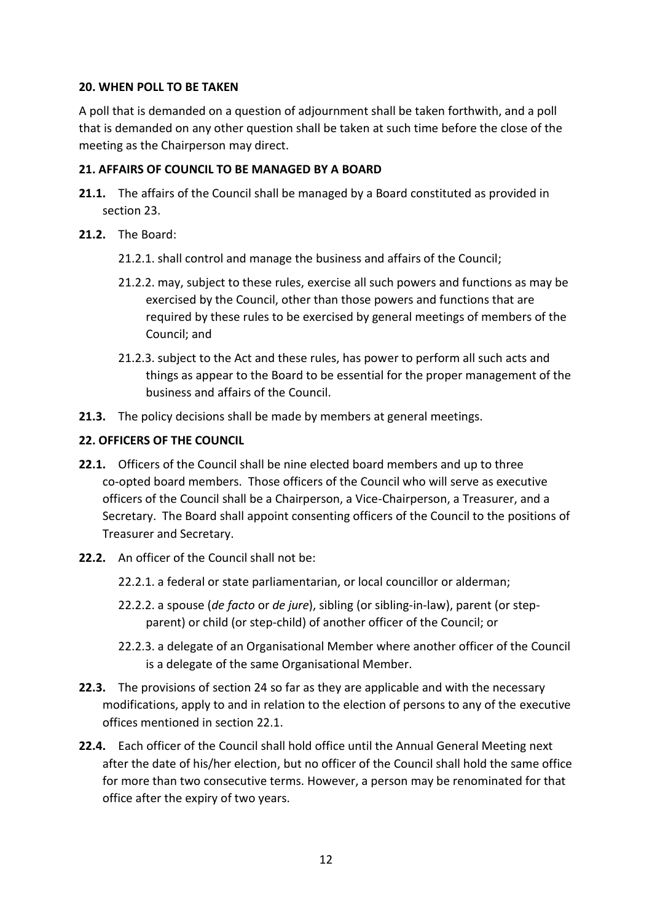**20. WHEN POLL TO BE TAKEN**

A poll that is demanded on a question of adjournment shall be taken forthwith, and a poll that is demanded on any other question shall be taken at such time before the close of the meeting as the Chairperson may direct.

**21. AFFAIRS OF COUNCIL TO BE MANAGED BY A BOARD**

**21.1.** The affairs of the Council shall be managed by a Board constituted as provided in section 23.

**21.2.** The Board:

21.2.1. shall control and manage the business and affairs of the Council;

21.2.2. may, subject to these rules, exercise all such powers and functions as may be exercised by the Council, other than those powers and functions that are required by these rules to be exercised by general meetings of members of the Council; and

21.2.3. subject to the Act and these rules, has power to perform all such acts and things as appear to the Board to be essential for the proper management of the business and affairs of the Council.

**21.3.** The policy decisions shall be made by members at general meetings.

**22. OFFICERS OF THE COUNCIL**

**22.1.** Officers of the Council shall be nine elected board members and up to three co-opted board members. Those officers of the Council who will serve as executive officers of the Council shall be a Chairperson, a Vice-Chairperson, a Treasurer, and a Secretary. The Board shall appoint consenting officers of the Council to the positions of Treasurer and Secretary.

**22.2.** An officer of the Council shall not be:

22.2.1. a federal or state parliamentarian, or local councillor or alderman;

22.2.2. a spouse (*de facto* or *de jure*), sibling (or sibling-in-law), parent (or step-parent) or child (or step-child) of another officer of the Council; or

22.2.3. a delegate of an Organisational Member where another officer of the Council is a delegate of the same Organisational Member.

**22.3.** The provisions of section 24 so far as they are applicable and with the necessary modifications, apply to and in relation to the election of persons to any of the executive offices mentioned in section 22.1.

**22.4.** Each officer of the Council shall hold office until the Annual General Meeting next after the date of his/her election, but no officer of the Council shall hold the same office for more than two consecutive terms. However, a person may be renominated for that office after the expiry of two years.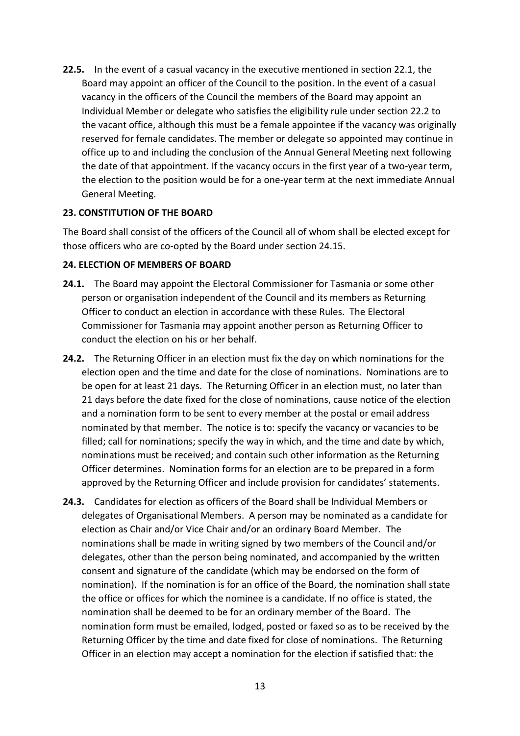**22.5.** In the event of a casual vacancy in the executive mentioned in section 22.1, the Board may appoint an officer of the Council to the position. In the event of a casual vacancy in the officers of the Council the members of the Board may appoint an Individual Member or delegate who satisfies the eligibility rule under section 22.2 to the vacant office, although this must be a female appointee if the vacancy was originally reserved for female candidates. The member or delegate so appointed may continue in office up to and including the conclusion of the Annual General Meeting next following the date of that appointment. If the vacancy occurs in the first year of a two-year term, the election to the position would be for a one-year term at the next immediate Annual General Meeting.

### 23. CONSTITUTION OF THE BOARD

The Board shall consist of the officers of the Council all of whom shall be elected except for those officers who are co-opted by the Board under section 24.15.

### 24. ELECTION OF MEMBERS OF BOARD

**24.1.** The Board may appoint the Electoral Commissioner for Tasmania or some other person or organisation independent of the Council and its members as Returning Officer to conduct an election in accordance with these Rules. The Electoral Commissioner for Tasmania may appoint another person as Returning Officer to conduct the election on his or her behalf.

**24.2.** The Returning Officer in an election must fix the day on which nominations for the election open and the time and date for the close of nominations. Nominations are to be open for at least 21 days. The Returning Officer in an election must, no later than 21 days before the date fixed for the close of nominations, cause notice of the election and a nomination form to be sent to every member at the postal or email address nominated by that member. The notice is to: specify the vacancy or vacancies to be filled; call for nominations; specify the way in which, and the time and date by which, nominations must be received; and contain such other information as the Returning Officer determines. Nomination forms for an election are to be prepared in a form approved by the Returning Officer and include provision for candidates' statements.

**24.3.** Candidates for election as officers of the Board shall be Individual Members or delegates of Organisational Members. A person may be nominated as a candidate for election as Chair and/or Vice Chair and/or an ordinary Board Member. The nominations shall be made in writing signed by two members of the Council and/or delegates, other than the person being nominated, and accompanied by the written consent and signature of the candidate (which may be endorsed on the form of nomination). If the nomination is for an office of the Board, the nomination shall state the office or offices for which the nominee is a candidate. If no office is stated, the nomination shall be deemed to be for an ordinary member of the Board. The nomination form must be emailed, lodged, posted or faxed so as to be received by the Returning Officer by the time and date fixed for close of nominations. The Returning Officer in an election may accept a nomination for the election if satisfied that: the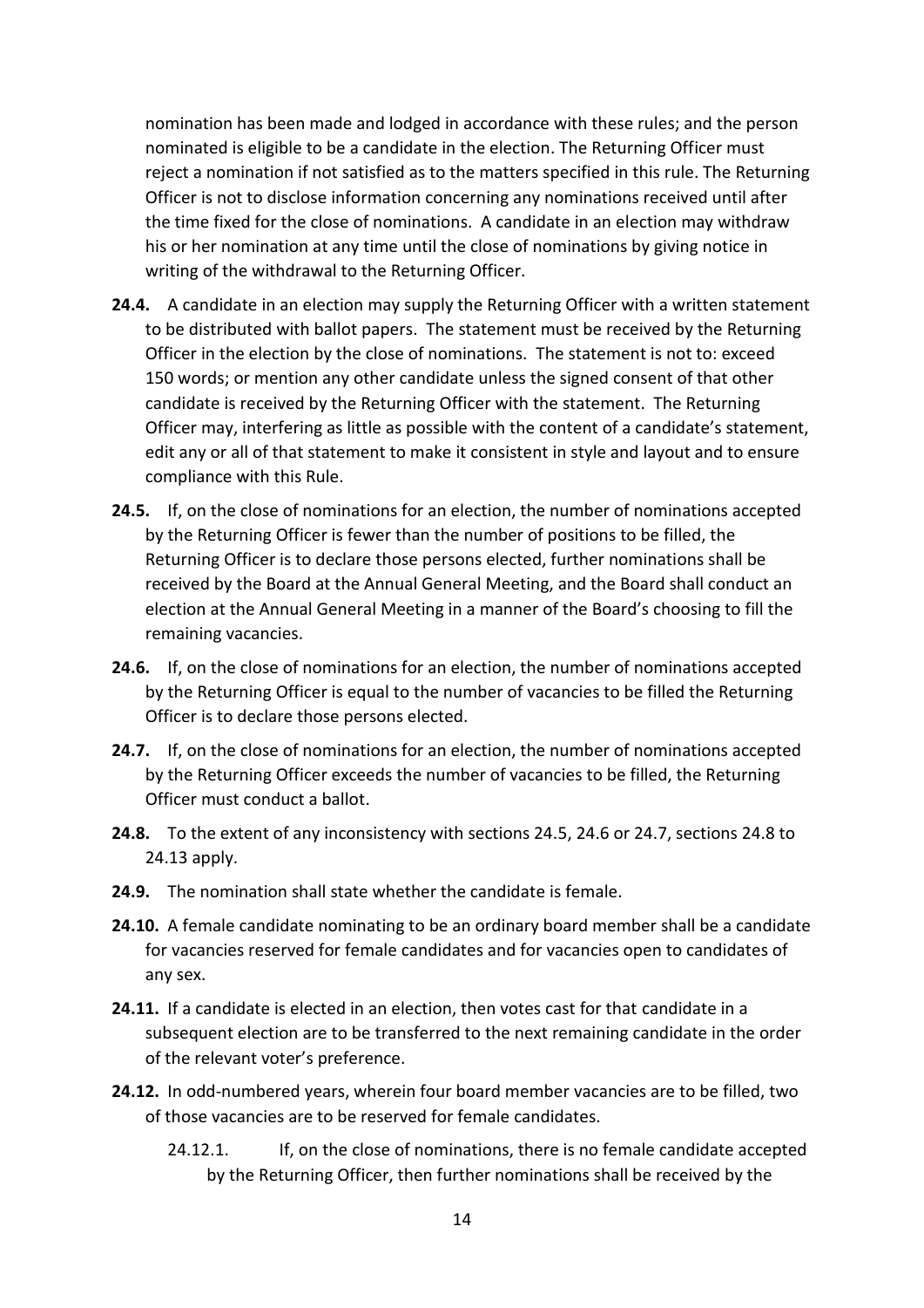nomination has been made and lodged in accordance with these rules; and the person nominated is eligible to be a candidate in the election. The Returning Officer must reject a nomination if not satisfied as to the matters specified in this rule. The Returning Officer is not to disclose information concerning any nominations received until after the time fixed for the close of nominations. A candidate in an election may withdraw his or her nomination at any time until the close of nominations by giving notice in writing of the withdrawal to the Returning Officer.

**24.4.** A candidate in an election may supply the Returning Officer with a written statement to be distributed with ballot papers. The statement must be received by the Returning Officer in the election by the close of nominations. The statement is not to: exceed 150 words; or mention any other candidate unless the signed consent of that other candidate is received by the Returning Officer with the statement. The Returning Officer may, interfering as little as possible with the content of a candidate's statement, edit any or all of that statement to make it consistent in style and layout and to ensure compliance with this Rule.

**24.5.** If, on the close of nominations for an election, the number of nominations accepted by the Returning Officer is fewer than the number of positions to be filled, the Returning Officer is to declare those persons elected, further nominations shall be received by the Board at the Annual General Meeting, and the Board shall conduct an election at the Annual General Meeting in a manner of the Board's choosing to fill the remaining vacancies.

**24.6.** If, on the close of nominations for an election, the number of nominations accepted by the Returning Officer is equal to the number of vacancies to be filled the Returning Officer is to declare those persons elected.

**24.7.** If, on the close of nominations for an election, the number of nominations accepted by the Returning Officer exceeds the number of vacancies to be filled, the Returning Officer must conduct a ballot.

**24.8.** To the extent of any inconsistency with sections 24.5, 24.6 or 24.7, sections 24.8 to 24.13 apply.

**24.9.** The nomination shall state whether the candidate is female.

**24.10.** A female candidate nominating to be an ordinary board member shall be a candidate for vacancies reserved for female candidates and for vacancies open to candidates of any sex.

**24.11.** If a candidate is elected in an election, then votes cast for that candidate in a subsequent election are to be transferred to the next remaining candidate in the order of the relevant voter's preference.

**24.12.** In odd-numbered years, wherein four board member vacancies are to be filled, two of those vacancies are to be reserved for female candidates.

24.12.1. If, on the close of nominations, there is no female candidate accepted by the Returning Officer, then further nominations shall be received by the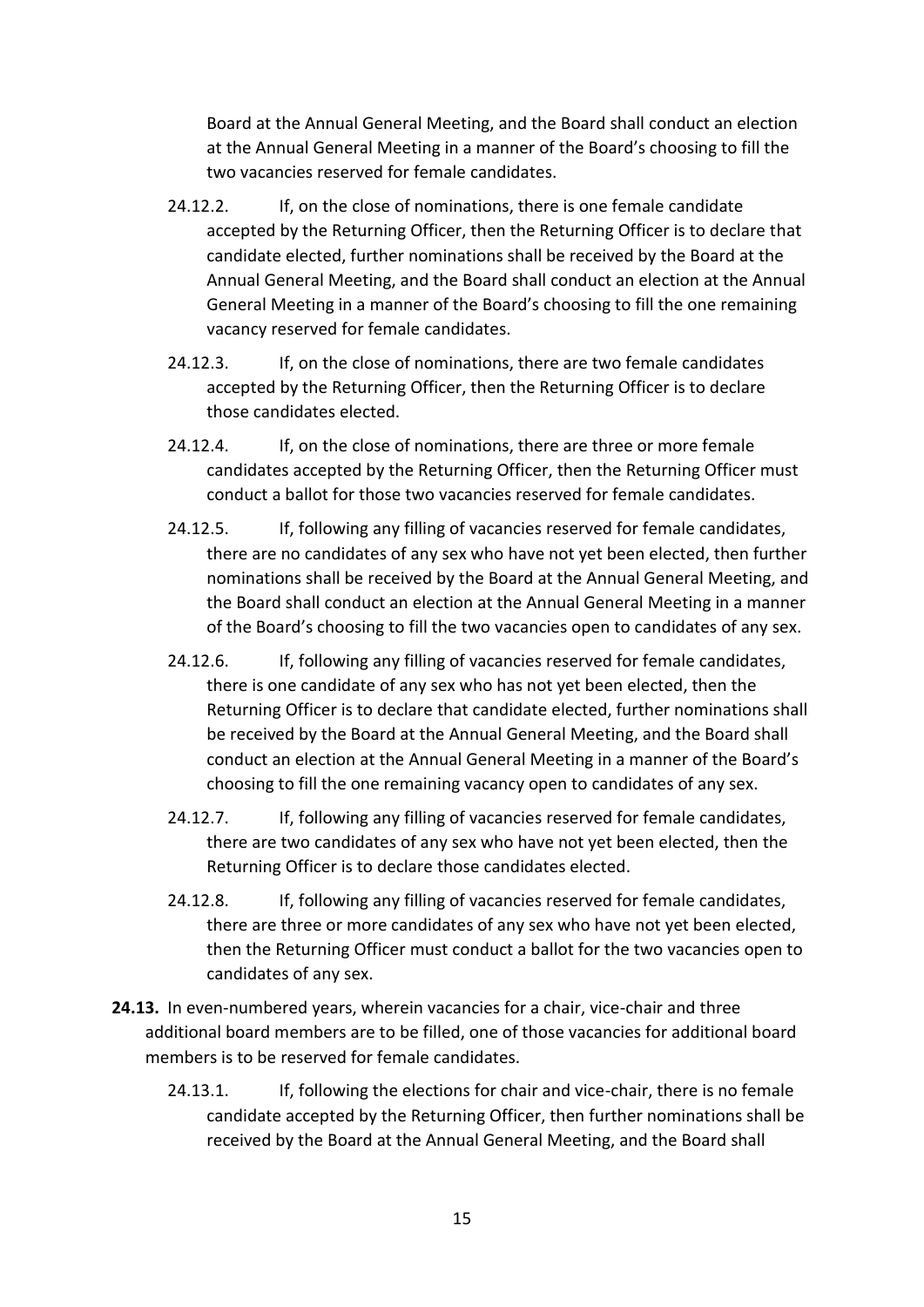Board at the Annual General Meeting, and the Board shall conduct an election at the Annual General Meeting in a manner of the Board's choosing to fill the two vacancies reserved for female candidates.

24.12.2. If, on the close of nominations, there is one female candidate accepted by the Returning Officer, then the Returning Officer is to declare that candidate elected, further nominations shall be received by the Board at the Annual General Meeting, and the Board shall conduct an election at the Annual General Meeting in a manner of the Board's choosing to fill the one remaining vacancy reserved for female candidates.

24.12.3. If, on the close of nominations, there are two female candidates accepted by the Returning Officer, then the Returning Officer is to declare those candidates elected.

24.12.4. If, on the close of nominations, there are three or more female candidates accepted by the Returning Officer, then the Returning Officer must conduct a ballot for those two vacancies reserved for female candidates.

24.12.5. If, following any filling of vacancies reserved for female candidates, there are no candidates of any sex who have not yet been elected, then further nominations shall be received by the Board at the Annual General Meeting, and the Board shall conduct an election at the Annual General Meeting in a manner of the Board's choosing to fill the two vacancies open to candidates of any sex.

24.12.6. If, following any filling of vacancies reserved for female candidates, there is one candidate of any sex who has not yet been elected, then the Returning Officer is to declare that candidate elected, further nominations shall be received by the Board at the Annual General Meeting, and the Board shall conduct an election at the Annual General Meeting in a manner of the Board's choosing to fill the one remaining vacancy open to candidates of any sex.

24.12.7. If, following any filling of vacancies reserved for female candidates, there are two candidates of any sex who have not yet been elected, then the Returning Officer is to declare those candidates elected.

24.12.8. If, following any filling of vacancies reserved for female candidates, there are three or more candidates of any sex who have not yet been elected, then the Returning Officer must conduct a ballot for the two vacancies open to candidates of any sex.

**24.13.** In even-numbered years, wherein vacancies for a chair, vice-chair and three additional board members are to be filled, one of those vacancies for additional board members is to be reserved for female candidates.

24.13.1. If, following the elections for chair and vice-chair, there is no female candidate accepted by the Returning Officer, then further nominations shall be received by the Board at the Annual General Meeting, and the Board shall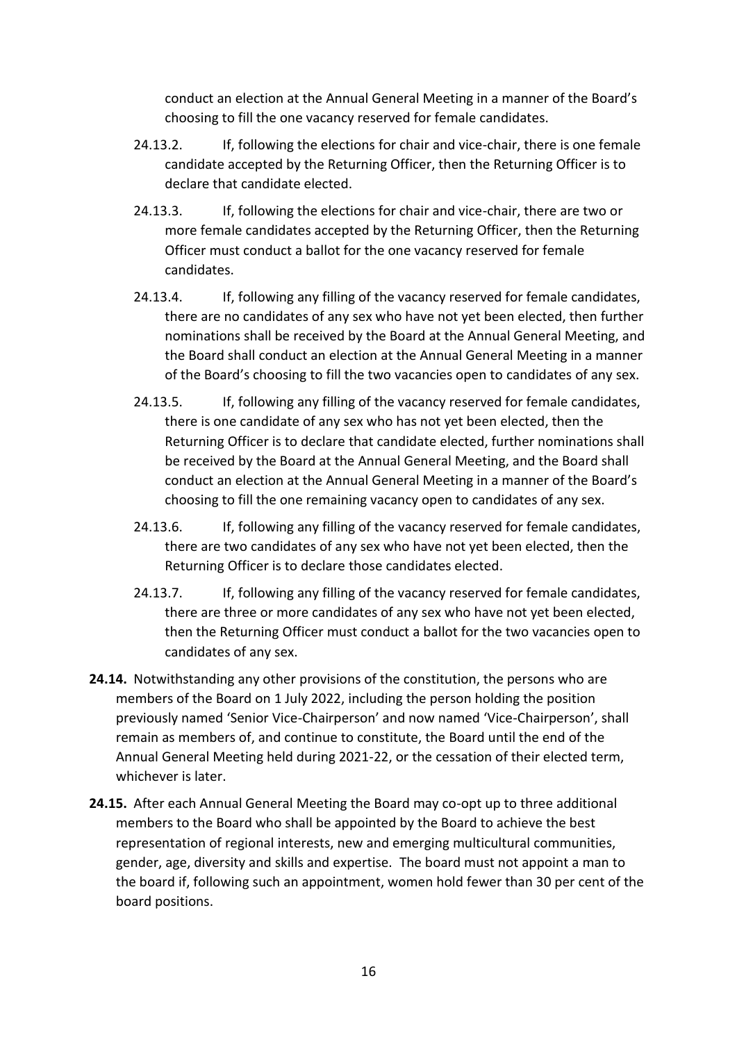conduct an election at the Annual General Meeting in a manner of the Board's choosing to fill the one vacancy reserved for female candidates.

24.13.2. If, following the elections for chair and vice-chair, there is one female candidate accepted by the Returning Officer, then the Returning Officer is to declare that candidate elected.

24.13.3. If, following the elections for chair and vice-chair, there are two or more female candidates accepted by the Returning Officer, then the Returning Officer must conduct a ballot for the one vacancy reserved for female candidates.

24.13.4. If, following any filling of the vacancy reserved for female candidates, there are no candidates of any sex who have not yet been elected, then further nominations shall be received by the Board at the Annual General Meeting, and the Board shall conduct an election at the Annual General Meeting in a manner of the Board's choosing to fill the two vacancies open to candidates of any sex.

24.13.5. If, following any filling of the vacancy reserved for female candidates, there is one candidate of any sex who has not yet been elected, then the Returning Officer is to declare that candidate elected, further nominations shall be received by the Board at the Annual General Meeting, and the Board shall conduct an election at the Annual General Meeting in a manner of the Board's choosing to fill the one remaining vacancy open to candidates of any sex.

24.13.6. If, following any filling of the vacancy reserved for female candidates, there are two candidates of any sex who have not yet been elected, then the Returning Officer is to declare those candidates elected.

24.13.7. If, following any filling of the vacancy reserved for female candidates, there are three or more candidates of any sex who have not yet been elected, then the Returning Officer must conduct a ballot for the two vacancies open to candidates of any sex.

**24.14.** Notwithstanding any other provisions of the constitution, the persons who are members of the Board on 1 July 2022, including the person holding the position previously named 'Senior Vice-Chairperson' and now named 'Vice-Chairperson', shall remain as members of, and continue to constitute, the Board until the end of the Annual General Meeting held during 2021-22, or the cessation of their elected term, whichever is later.

**24.15.** After each Annual General Meeting the Board may co-opt up to three additional members to the Board who shall be appointed by the Board to achieve the best representation of regional interests, new and emerging multicultural communities, gender, age, diversity and skills and expertise. The board must not appoint a man to the board if, following such an appointment, women hold fewer than 30 per cent of the board positions.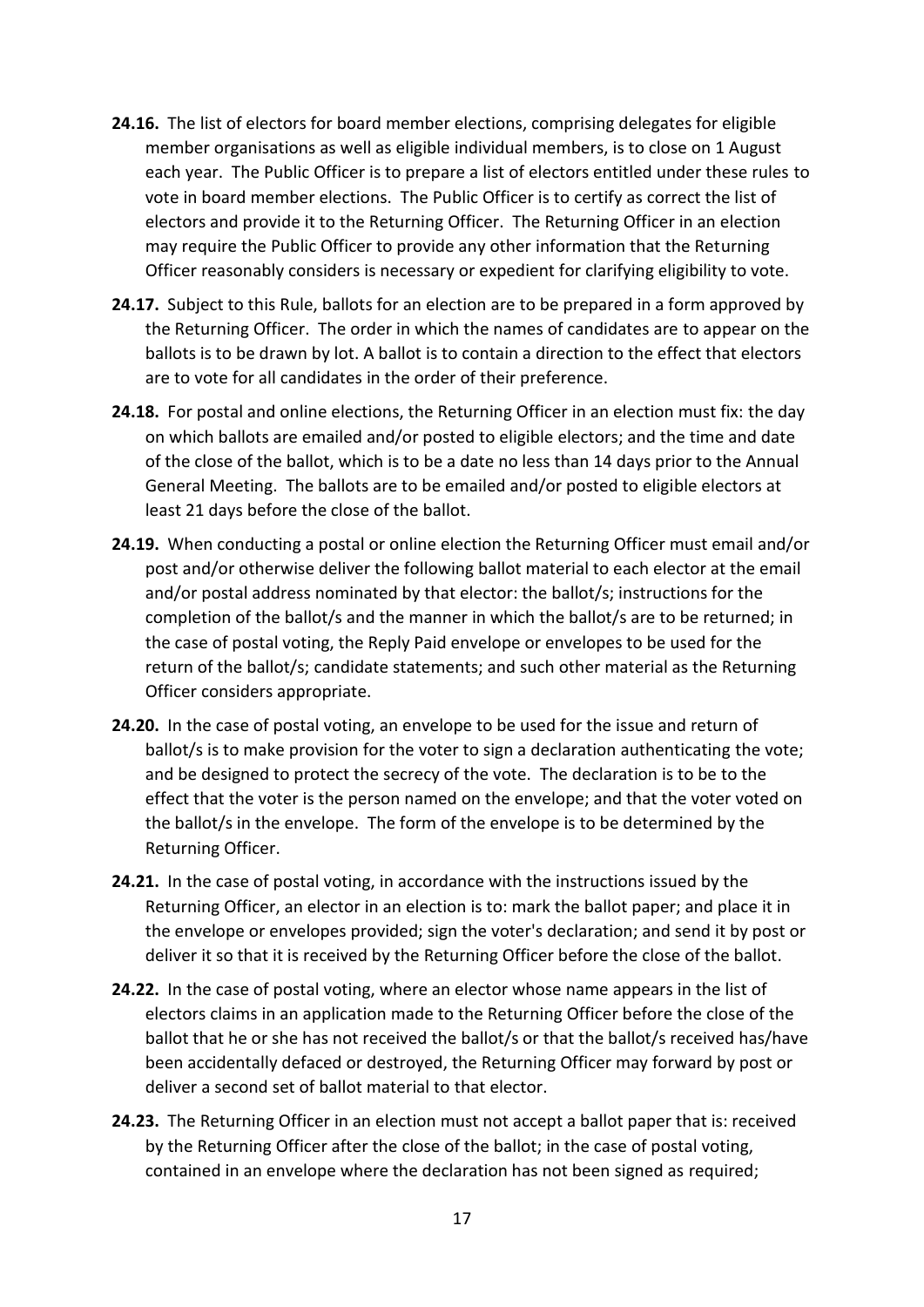**24.16.** The list of electors for board member elections, comprising delegates for eligible member organisations as well as eligible individual members, is to close on 1 August each year. The Public Officer is to prepare a list of electors entitled under these rules to vote in board member elections. The Public Officer is to certify as correct the list of electors and provide it to the Returning Officer. The Returning Officer in an election may require the Public Officer to provide any other information that the Returning Officer reasonably considers is necessary or expedient for clarifying eligibility to vote.

**24.17.** Subject to this Rule, ballots for an election are to be prepared in a form approved by the Returning Officer. The order in which the names of candidates are to appear on the ballots is to be drawn by lot. A ballot is to contain a direction to the effect that electors are to vote for all candidates in the order of their preference.

**24.18.** For postal and online elections, the Returning Officer in an election must fix: the day on which ballots are emailed and/or posted to eligible electors; and the time and date of the close of the ballot, which is to be a date no less than 14 days prior to the Annual General Meeting. The ballots are to be emailed and/or posted to eligible electors at least 21 days before the close of the ballot.

**24.19.** When conducting a postal or online election the Returning Officer must email and/or post and/or otherwise deliver the following ballot material to each elector at the email and/or postal address nominated by that elector: the ballot/s; instructions for the completion of the ballot/s and the manner in which the ballot/s are to be returned; in the case of postal voting, the Reply Paid envelope or envelopes to be used for the return of the ballot/s; candidate statements; and such other material as the Returning Officer considers appropriate.

**24.20.** In the case of postal voting, an envelope to be used for the issue and return of ballot/s is to make provision for the voter to sign a declaration authenticating the vote; and be designed to protect the secrecy of the vote. The declaration is to be to the effect that the voter is the person named on the envelope; and that the voter voted on the ballot/s in the envelope. The form of the envelope is to be determined by the Returning Officer.

**24.21.** In the case of postal voting, in accordance with the instructions issued by the Returning Officer, an elector in an election is to: mark the ballot paper; and place it in the envelope or envelopes provided; sign the voter's declaration; and send it by post or deliver it so that it is received by the Returning Officer before the close of the ballot.

**24.22.** In the case of postal voting, where an elector whose name appears in the list of electors claims in an application made to the Returning Officer before the close of the ballot that he or she has not received the ballot/s or that the ballot/s received has/have been accidentally defaced or destroyed, the Returning Officer may forward by post or deliver a second set of ballot material to that elector.

**24.23.** The Returning Officer in an election must not accept a ballot paper that is: received by the Returning Officer after the close of the ballot; in the case of postal voting, contained in an envelope where the declaration has not been signed as required;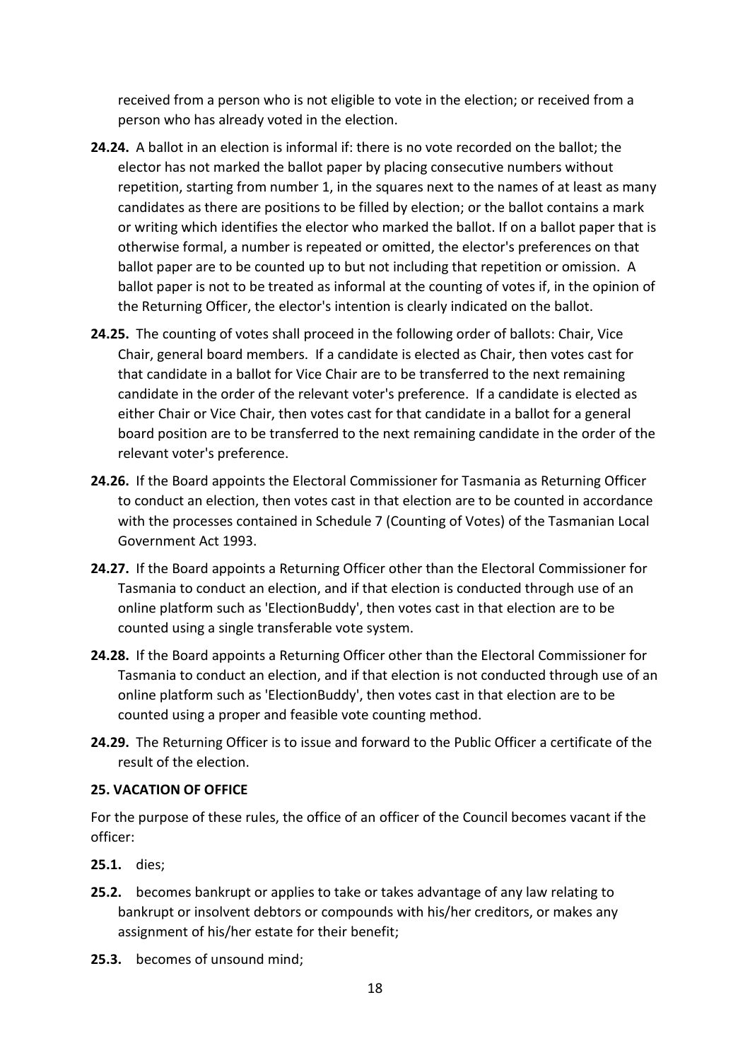received from a person who is not eligible to vote in the election; or received from a person who has already voted in the election.

**24.24.** A ballot in an election is informal if: there is no vote recorded on the ballot; the elector has not marked the ballot paper by placing consecutive numbers without repetition, starting from number 1, in the squares next to the names of at least as many candidates as there are positions to be filled by election; or the ballot contains a mark or writing which identifies the elector who marked the ballot. If on a ballot paper that is otherwise formal, a number is repeated or omitted, the elector's preferences on that ballot paper are to be counted up to but not including that repetition or omission. A ballot paper is not to be treated as informal at the counting of votes if, in the opinion of the Returning Officer, the elector's intention is clearly indicated on the ballot.

**24.25.** The counting of votes shall proceed in the following order of ballots: Chair, Vice Chair, general board members. If a candidate is elected as Chair, then votes cast for that candidate in a ballot for Vice Chair are to be transferred to the next remaining candidate in the order of the relevant voter's preference. If a candidate is elected as either Chair or Vice Chair, then votes cast for that candidate in a ballot for a general board position are to be transferred to the next remaining candidate in the order of the relevant voter's preference.

**24.26.** If the Board appoints the Electoral Commissioner for Tasmania as Returning Officer to conduct an election, then votes cast in that election are to be counted in accordance with the processes contained in Schedule 7 (Counting of Votes) of the Tasmanian Local Government Act 1993.

**24.27.** If the Board appoints a Returning Officer other than the Electoral Commissioner for Tasmania to conduct an election, and if that election is conducted through use of an online platform such as 'ElectionBuddy', then votes cast in that election are to be counted using a single transferable vote system.

**24.28.** If the Board appoints a Returning Officer other than the Electoral Commissioner for Tasmania to conduct an election, and if that election is not conducted through use of an online platform such as 'ElectionBuddy', then votes cast in that election are to be counted using a proper and feasible vote counting method.

**24.29.** The Returning Officer is to issue and forward to the Public Officer a certificate of the result of the election.

**25. VACATION OF OFFICE**

For the purpose of these rules, the office of an officer of the Council becomes vacant if the officer:

**25.1.** dies;

**25.2.** becomes bankrupt or applies to take or takes advantage of any law relating to bankrupt or insolvent debtors or compounds with his/her creditors, or makes any assignment of his/her estate for their benefit;

**25.3.** becomes of unsound mind;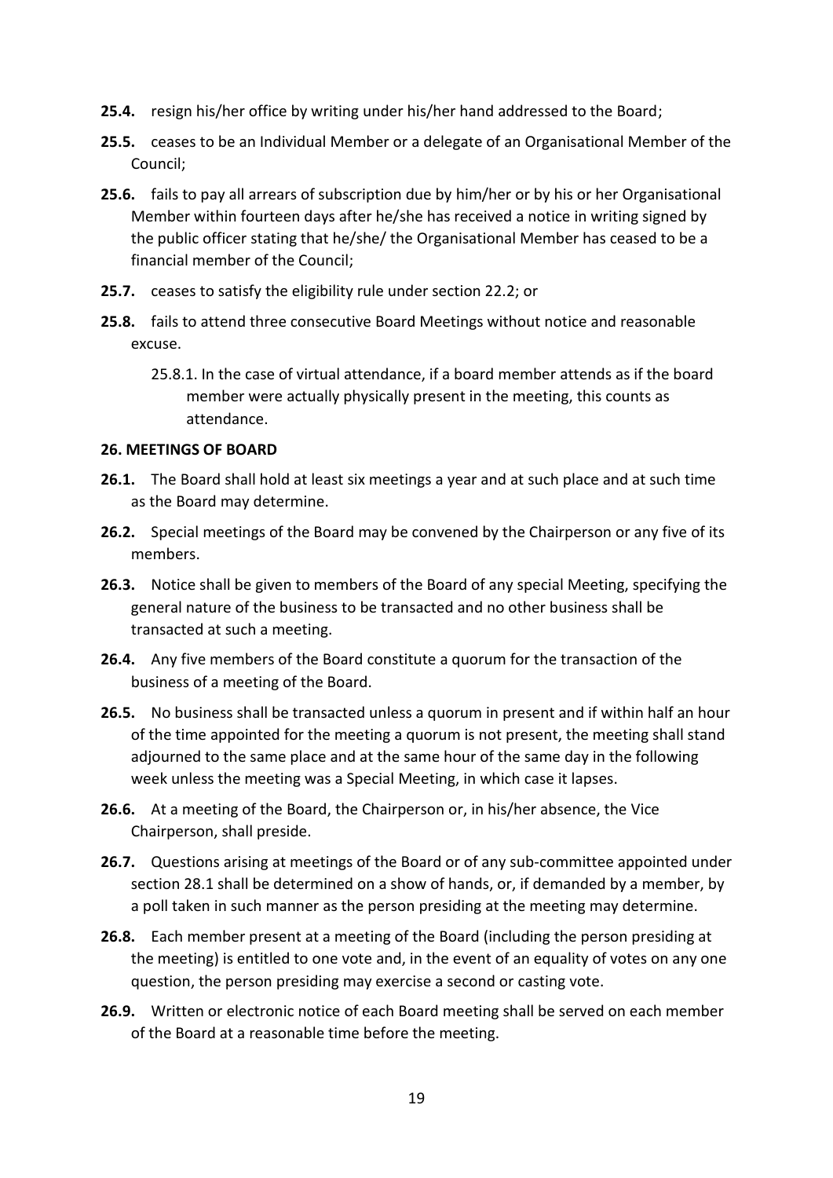**25.4.** resign his/her office by writing under his/her hand addressed to the Board;

**25.5.** ceases to be an Individual Member or a delegate of an Organisational Member of the Council;

**25.6.** fails to pay all arrears of subscription due by him/her or by his or her Organisational Member within fourteen days after he/she has received a notice in writing signed by the public officer stating that he/she/ the Organisational Member has ceased to be a financial member of the Council;

**25.7.** ceases to satisfy the eligibility rule under section 22.2; or

**25.8.** fails to attend three consecutive Board Meetings without notice and reasonable excuse.

25.8.1. In the case of virtual attendance, if a board member attends as if the board member were actually physically present in the meeting, this counts as attendance.

**26. MEETINGS OF BOARD**

**26.1.** The Board shall hold at least six meetings a year and at such place and at such time as the Board may determine.

**26.2.** Special meetings of the Board may be convened by the Chairperson or any five of its members.

**26.3.** Notice shall be given to members of the Board of any special Meeting, specifying the general nature of the business to be transacted and no other business shall be transacted at such a meeting.

**26.4.** Any five members of the Board constitute a quorum for the transaction of the business of a meeting of the Board.

**26.5.** No business shall be transacted unless a quorum in present and if within half an hour of the time appointed for the meeting a quorum is not present, the meeting shall stand adjourned to the same place and at the same hour of the same day in the following week unless the meeting was a Special Meeting, in which case it lapses.

**26.6.** At a meeting of the Board, the Chairperson or, in his/her absence, the Vice Chairperson, shall preside.

**26.7.** Questions arising at meetings of the Board or of any sub-committee appointed under section 28.1 shall be determined on a show of hands, or, if demanded by a member, by a poll taken in such manner as the person presiding at the meeting may determine.

**26.8.** Each member present at a meeting of the Board (including the person presiding at the meeting) is entitled to one vote and, in the event of an equality of votes on any one question, the person presiding may exercise a second or casting vote.

**26.9.** Written or electronic notice of each Board meeting shall be served on each member of the Board at a reasonable time before the meeting.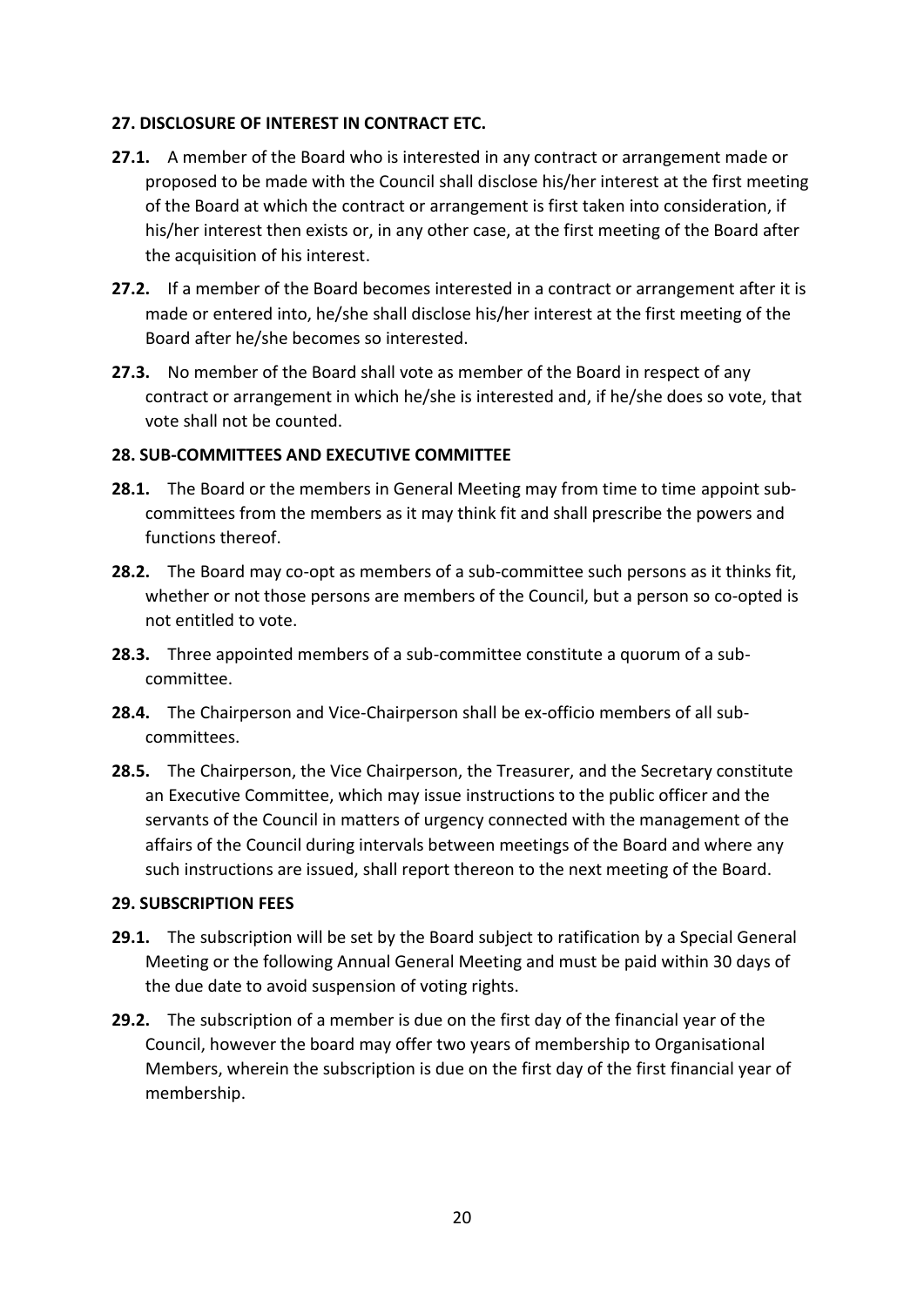**27. DISCLOSURE OF INTEREST IN CONTRACT ETC.**

**27.1.** A member of the Board who is interested in any contract or arrangement made or proposed to be made with the Council shall disclose his/her interest at the first meeting of the Board at which the contract or arrangement is first taken into consideration, if his/her interest then exists or, in any other case, at the first meeting of the Board after the acquisition of his interest.

**27.2.** If a member of the Board becomes interested in a contract or arrangement after it is made or entered into, he/she shall disclose his/her interest at the first meeting of the Board after he/she becomes so interested.

**27.3.** No member of the Board shall vote as member of the Board in respect of any contract or arrangement in which he/she is interested and, if he/she does so vote, that vote shall not be counted.

**28. SUB-COMMITTEES AND EXECUTIVE COMMITTEE**

**28.1.** The Board or the members in General Meeting may from time to time appoint sub-committees from the members as it may think fit and shall prescribe the powers and functions thereof.

**28.2.** The Board may co-opt as members of a sub-committee such persons as it thinks fit, whether or not those persons are members of the Council, but a person so co-opted is not entitled to vote.

**28.3.** Three appointed members of a sub-committee constitute a quorum of a sub-committee.

**28.4.** The Chairperson and Vice-Chairperson shall be ex-officio members of all sub-committees.

**28.5.** The Chairperson, the Vice Chairperson, the Treasurer, and the Secretary constitute an Executive Committee, which may issue instructions to the public officer and the servants of the Council in matters of urgency connected with the management of the affairs of the Council during intervals between meetings of the Board and where any such instructions are issued, shall report thereon to the next meeting of the Board.

**29. SUBSCRIPTION FEES**

**29.1.** The subscription will be set by the Board subject to ratification by a Special General Meeting or the following Annual General Meeting and must be paid within 30 days of the due date to avoid suspension of voting rights.

**29.2.** The subscription of a member is due on the first day of the financial year of the Council, however the board may offer two years of membership to Organisational Members, wherein the subscription is due on the first day of the first financial year of membership.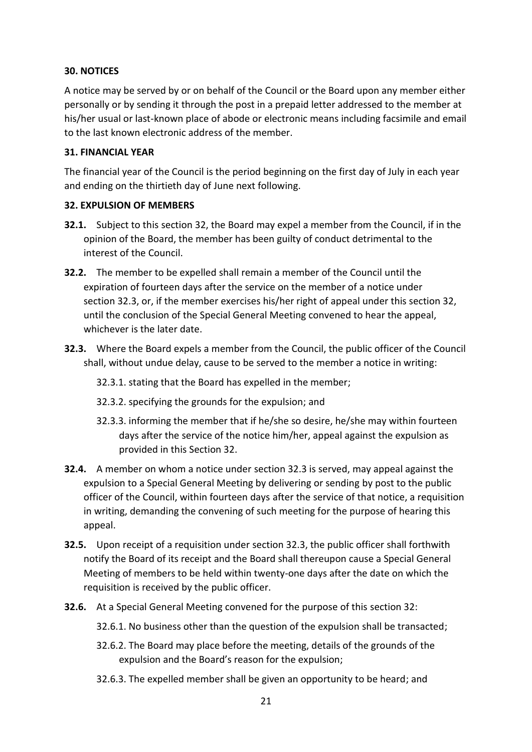**30. NOTICES**

A notice may be served by or on behalf of the Council or the Board upon any member either personally or by sending it through the post in a prepaid letter addressed to the member at his/her usual or last-known place of abode or electronic means including facsimile and email to the last known electronic address of the member.

**31. FINANCIAL YEAR**

The financial year of the Council is the period beginning on the first day of July in each year and ending on the thirtieth day of June next following.

**32. EXPULSION OF MEMBERS**

**32.1.** Subject to this section 32, the Board may expel a member from the Council, if in the opinion of the Board, the member has been guilty of conduct detrimental to the interest of the Council.

**32.2.** The member to be expelled shall remain a member of the Council until the expiration of fourteen days after the service on the member of a notice under section 32.3, or, if the member exercises his/her right of appeal under this section 32, until the conclusion of the Special General Meeting convened to hear the appeal, whichever is the later date.

**32.3.** Where the Board expels a member from the Council, the public officer of the Council shall, without undue delay, cause to be served to the member a notice in writing:

32.3.1. stating that the Board has expelled in the member;

32.3.2. specifying the grounds for the expulsion; and

32.3.3. informing the member that if he/she so desire, he/she may within fourteen days after the service of the notice him/her, appeal against the expulsion as provided in this Section 32.

**32.4.** A member on whom a notice under section 32.3 is served, may appeal against the expulsion to a Special General Meeting by delivering or sending by post to the public officer of the Council, within fourteen days after the service of that notice, a requisition in writing, demanding the convening of such meeting for the purpose of hearing this appeal.

**32.5.** Upon receipt of a requisition under section 32.3, the public officer shall forthwith notify the Board of its receipt and the Board shall thereupon cause a Special General Meeting of members to be held within twenty-one days after the date on which the requisition is received by the public officer.

**32.6.** At a Special General Meeting convened for the purpose of this section 32:

32.6.1. No business other than the question of the expulsion shall be transacted;

32.6.2. The Board may place before the meeting, details of the grounds of the expulsion and the Board's reason for the expulsion;

32.6.3. The expelled member shall be given an opportunity to be heard; and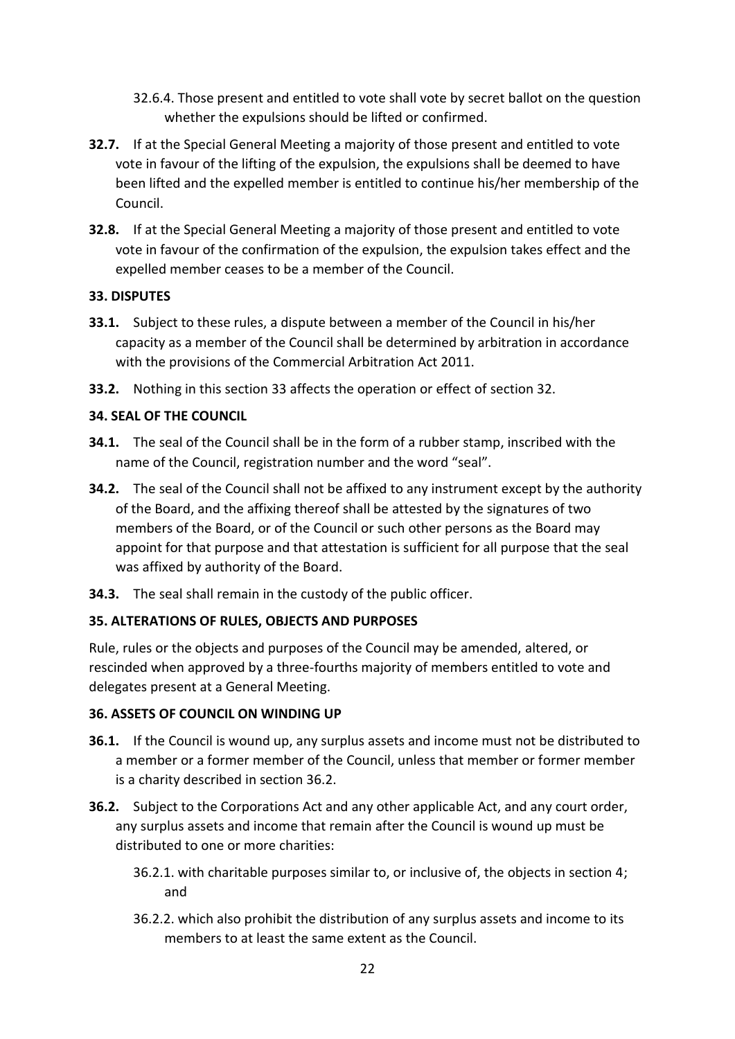32.6.4. Those present and entitled to vote shall vote by secret ballot on the question whether the expulsions should be lifted or confirmed.

**32.7.** If at the Special General Meeting a majority of those present and entitled to vote vote in favour of the lifting of the expulsion, the expulsions shall be deemed to have been lifted and the expelled member is entitled to continue his/her membership of the Council.

**32.8.** If at the Special General Meeting a majority of those present and entitled to vote vote in favour of the confirmation of the expulsion, the expulsion takes effect and the expelled member ceases to be a member of the Council.

**33. DISPUTES**

**33.1.** Subject to these rules, a dispute between a member of the Council in his/her capacity as a member of the Council shall be determined by arbitration in accordance with the provisions of the Commercial Arbitration Act 2011.

**33.2.** Nothing in this section 33 affects the operation or effect of section 32.

**34. SEAL OF THE COUNCIL**

**34.1.** The seal of the Council shall be in the form of a rubber stamp, inscribed with the name of the Council, registration number and the word "seal".

**34.2.** The seal of the Council shall not be affixed to any instrument except by the authority of the Board, and the affixing thereof shall be attested by the signatures of two members of the Board, or of the Council or such other persons as the Board may appoint for that purpose and that attestation is sufficient for all purpose that the seal was affixed by authority of the Board.

**34.3.** The seal shall remain in the custody of the public officer.

**35. ALTERATIONS OF RULES, OBJECTS AND PURPOSES**

Rule, rules or the objects and purposes of the Council may be amended, altered, or rescinded when approved by a three-fourths majority of members entitled to vote and delegates present at a General Meeting.

**36. ASSETS OF COUNCIL ON WINDING UP**

**36.1.** If the Council is wound up, any surplus assets and income must not be distributed to a member or a former member of the Council, unless that member or former member is a charity described in section 36.2.

**36.2.** Subject to the Corporations Act and any other applicable Act, and any court order, any surplus assets and income that remain after the Council is wound up must be distributed to one or more charities:

36.2.1. with charitable purposes similar to, or inclusive of, the objects in section 4; and

36.2.2. which also prohibit the distribution of any surplus assets and income to its members to at least the same extent as the Council.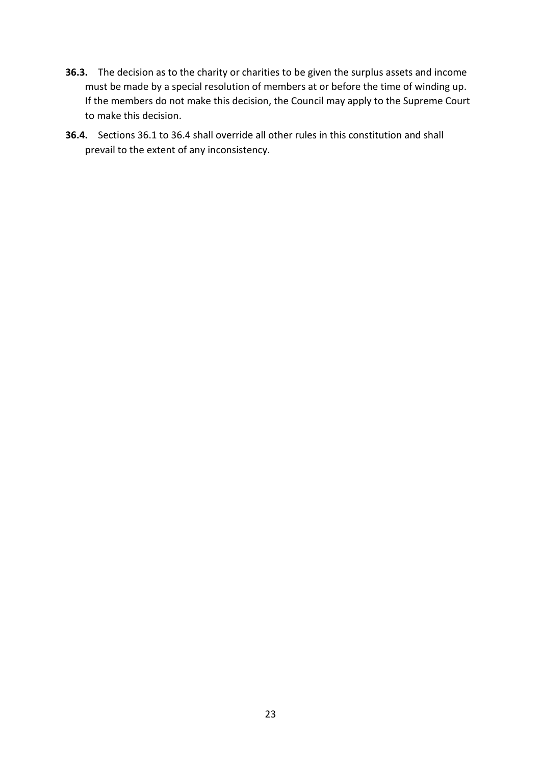**36.3.** The decision as to the charity or charities to be given the surplus assets and income must be made by a special resolution of members at or before the time of winding up. If the members do not make this decision, the Council may apply to the Supreme Court to make this decision.

**36.4.** Sections 36.1 to 36.4 shall override all other rules in this constitution and shall prevail to the extent of any inconsistency.